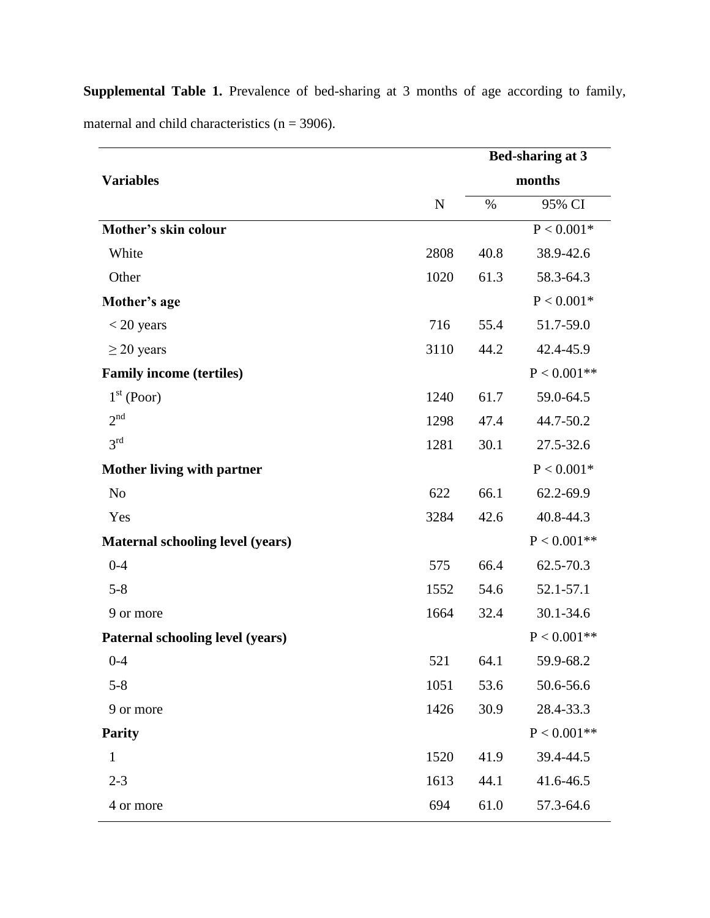**Supplemental Table 1.** Prevalence of bed-sharing at 3 months of age according to family, maternal and child characteristics (n = 3906).

| Variables | | Bed-sharing at 3 months | |
|---|---|---|---|
| | N | % | 95% CI |
| **Mother's skin colour** | | | P < 0.001* |
| White | 2808 | 40.8 | 38.9-42.6 |
| Other | 1020 | 61.3 | 58.3-64.3 |
| **Mother's age** | | | P < 0.001* |
| < 20 years | 716 | 55.4 | 51.7-59.0 |
| ≥ 20 years | 3110 | 44.2 | 42.4-45.9 |
| **Family income (tertiles)** | | | P < 0.001** |
| 1st (Poor) | 1240 | 61.7 | 59.0-64.5 |
| 2nd | 1298 | 47.4 | 44.7-50.2 |
| 3rd | 1281 | 30.1 | 27.5-32.6 |
| **Mother living with partner** | | | P < 0.001* |
| No | 622 | 66.1 | 62.2-69.9 |
| Yes | 3284 | 42.6 | 40.8-44.3 |
| **Maternal schooling level (years)** | | | P < 0.001** |
| 0-4 | 575 | 66.4 | 62.5-70.3 |
| 5-8 | 1552 | 54.6 | 52.1-57.1 |
| 9 or more | 1664 | 32.4 | 30.1-34.6 |
| **Paternal schooling level (years)** | | | P < 0.001** |
| 0-4 | 521 | 64.1 | 59.9-68.2 |
| 5-8 | 1051 | 53.6 | 50.6-56.6 |
| 9 or more | 1426 | 30.9 | 28.4-33.3 |
| **Parity** | | | P < 0.001** |
| 1 | 1520 | 41.9 | 39.4-44.5 |
| 2-3 | 1613 | 44.1 | 41.6-46.5 |
| 4 or more | 694 | 61.0 | 57.3-64.6 |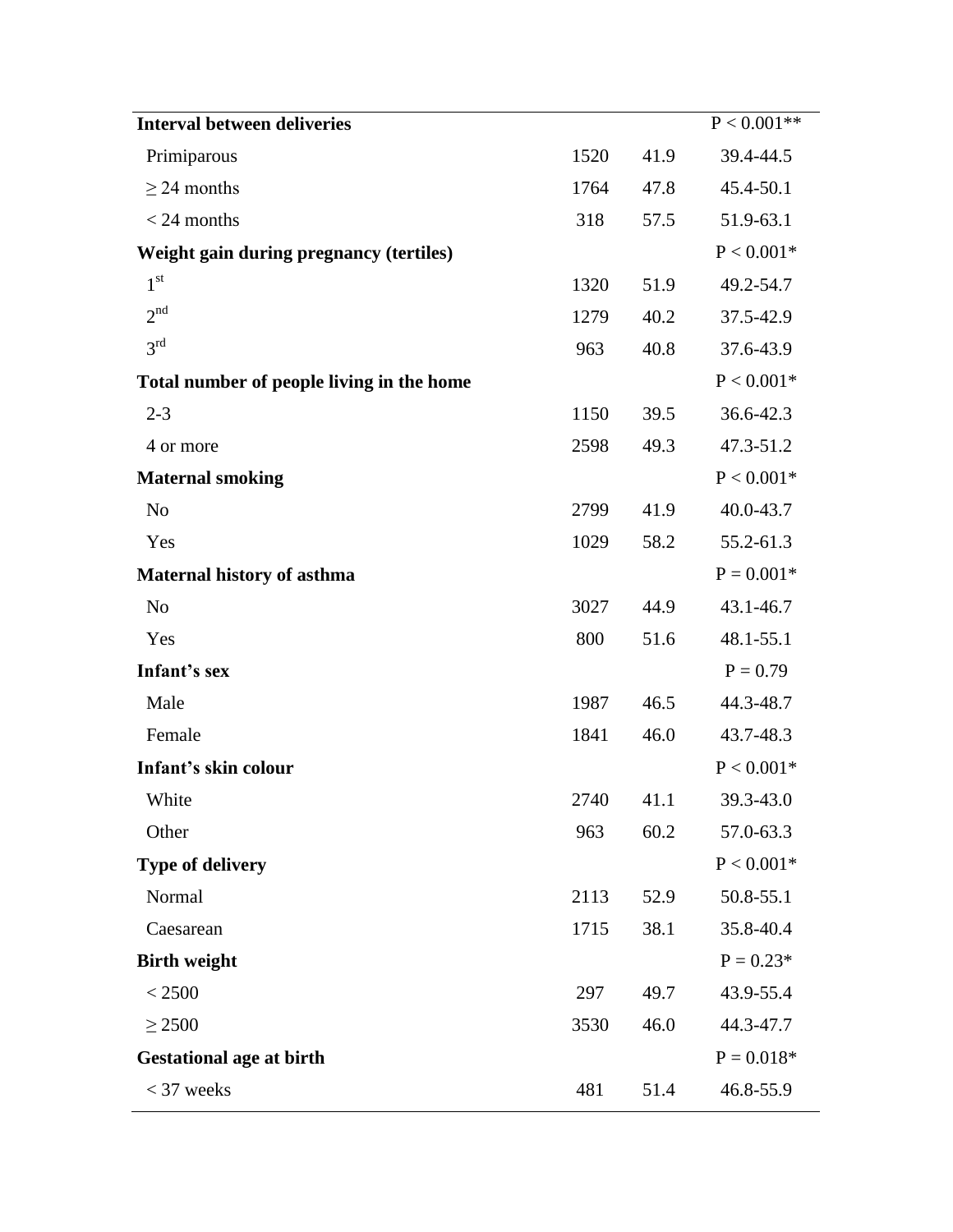| | | | |
|---|---|---|---|
| **Interval between deliveries** | | | P < 0.001** |
| Primiparous | 1520 | 41.9 | 39.4-44.5 |
| ≥ 24 months | 1764 | 47.8 | 45.4-50.1 |
| < 24 months | 318 | 57.5 | 51.9-63.1 |
| **Weight gain during pregnancy (tertiles)** | | | P < 0.001* |
| 1st | 1320 | 51.9 | 49.2-54.7 |
| 2nd | 1279 | 40.2 | 37.5-42.9 |
| 3rd | 963 | 40.8 | 37.6-43.9 |
| **Total number of people living in the home** | | | P < 0.001* |
| 2-3 | 1150 | 39.5 | 36.6-42.3 |
| 4 or more | 2598 | 49.3 | 47.3-51.2 |
| **Maternal smoking** | | | P < 0.001* |
| No | 2799 | 41.9 | 40.0-43.7 |
| Yes | 1029 | 58.2 | 55.2-61.3 |
| **Maternal history of asthma** | | | P = 0.001* |
| No | 3027 | 44.9 | 43.1-46.7 |
| Yes | 800 | 51.6 | 48.1-55.1 |
| **Infant's sex** | | | P = 0.79 |
| Male | 1987 | 46.5 | 44.3-48.7 |
| Female | 1841 | 46.0 | 43.7-48.3 |
| **Infant's skin colour** | | | P < 0.001* |
| White | 2740 | 41.1 | 39.3-43.0 |
| Other | 963 | 60.2 | 57.0-63.3 |
| **Type of delivery** | | | P < 0.001* |
| Normal | 2113 | 52.9 | 50.8-55.1 |
| Caesarean | 1715 | 38.1 | 35.8-40.4 |
| **Birth weight** | | | P = 0.23* |
| < 2500 | 297 | 49.7 | 43.9-55.4 |
| ≥ 2500 | 3530 | 46.0 | 44.3-47.7 |
| **Gestational age at birth** | | | P = 0.018* |
| < 37 weeks | 481 | 51.4 | 46.8-55.9 |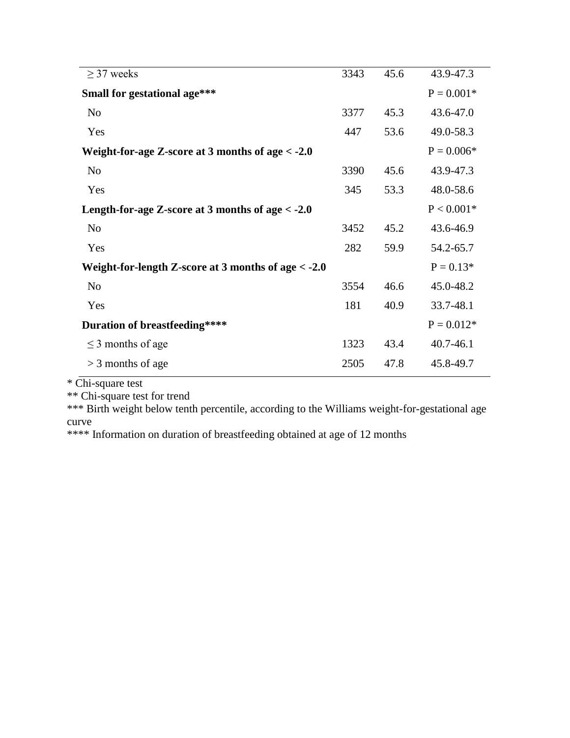| | | | |
|---|---|---|---|
| ≥ 37 weeks | 3343 | 45.6 | 43.9-47.3 |
| **Small for gestational age*** ** | | | P = 0.001* |
| No | 3377 | 45.3 | 43.6-47.0 |
| Yes | 447 | 53.6 | 49.0-58.3 |
| **Weight-for-age Z-score at 3 months of age < -2.0** | | | P = 0.006* |
| No | 3390 | 45.6 | 43.9-47.3 |
| Yes | 345 | 53.3 | 48.0-58.6 |
| **Length-for-age Z-score at 3 months of age < -2.0** | | | P < 0.001* |
| No | 3452 | 45.2 | 43.6-46.9 |
| Yes | 282 | 59.9 | 54.2-65.7 |
| **Weight-for-length Z-score at 3 months of age < -2.0** | | | P = 0.13* |
| No | 3554 | 46.6 | 45.0-48.2 |
| Yes | 181 | 40.9 | 33.7-48.1 |
| **Duration of breastfeeding**** ** | | | P = 0.012* |
| ≤ 3 months of age | 1323 | 43.4 | 40.7-46.1 |
| > 3 months of age | 2505 | 47.8 | 45.8-49.7 |

* Chi-square test

** Chi-square test for trend

*** Birth weight below tenth percentile, according to the Williams weight-for-gestational age curve

**** Information on duration of breastfeeding obtained at age of 12 months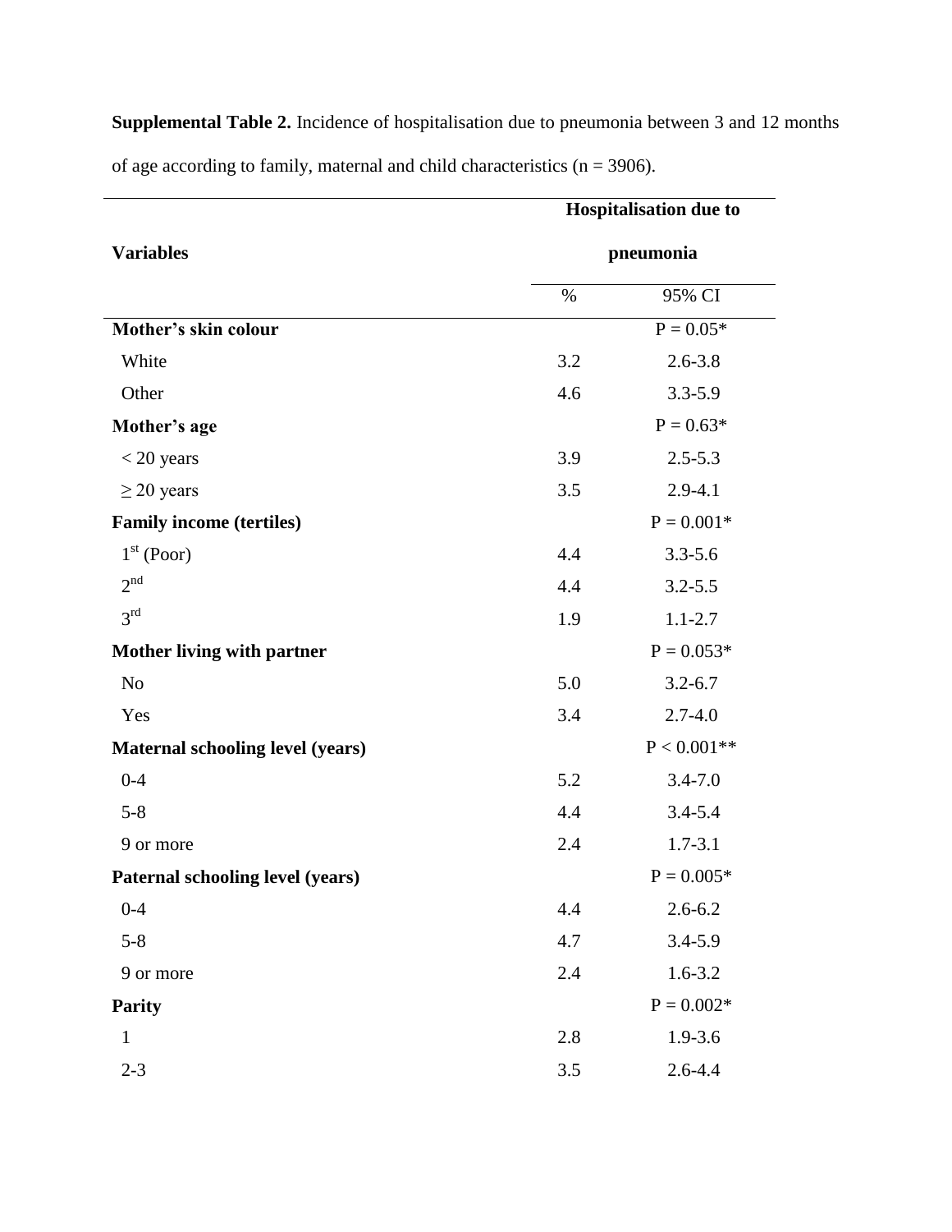**Supplemental Table 2.** Incidence of hospitalisation due to pneumonia between 3 and 12 months of age according to family, maternal and child characteristics (n = 3906).

| Variables | Hospitalisation due to pneumonia | |
|---|---|---|
| | % | 95% CI |
| **Mother's skin colour** | | P = 0.05* |
| White | 3.2 | 2.6-3.8 |
| Other | 4.6 | 3.3-5.9 |
| **Mother's age** | | P = 0.63* |
| < 20 years | 3.9 | 2.5-5.3 |
| ≥ 20 years | 3.5 | 2.9-4.1 |
| **Family income (tertiles)** | | P = 0.001* |
| 1st (Poor) | 4.4 | 3.3-5.6 |
| 2nd | 4.4 | 3.2-5.5 |
| 3rd | 1.9 | 1.1-2.7 |
| **Mother living with partner** | | P = 0.053* |
| No | 5.0 | 3.2-6.7 |
| Yes | 3.4 | 2.7-4.0 |
| **Maternal schooling level (years)** | | P < 0.001** |
| 0-4 | 5.2 | 3.4-7.0 |
| 5-8 | 4.4 | 3.4-5.4 |
| 9 or more | 2.4 | 1.7-3.1 |
| **Paternal schooling level (years)** | | P = 0.005* |
| 0-4 | 4.4 | 2.6-6.2 |
| 5-8 | 4.7 | 3.4-5.9 |
| 9 or more | 2.4 | 1.6-3.2 |
| **Parity** | | P = 0.002* |
| 1 | 2.8 | 1.9-3.6 |
| 2-3 | 3.5 | 2.6-4.4 |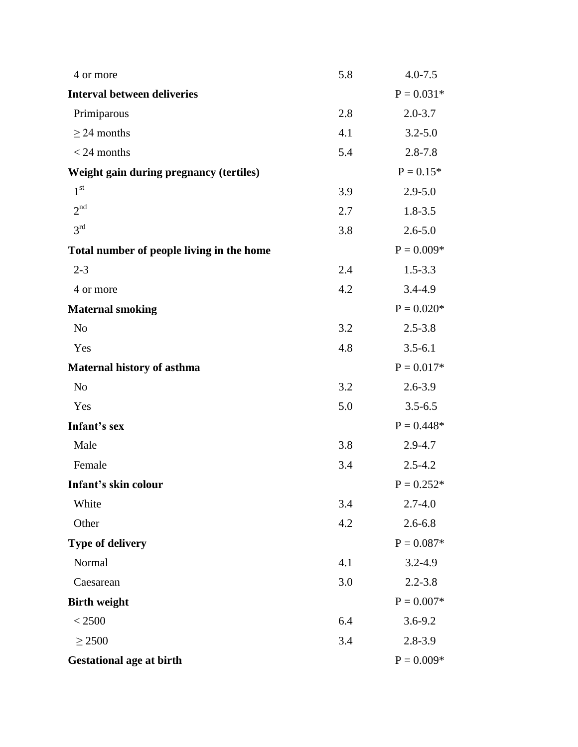| | | |
|---|---|---|
| 4 or more | 5.8 | 4.0-7.5 |
| **Interval between deliveries** | | P = 0.031* |
| Primiparous | 2.8 | 2.0-3.7 |
| ≥ 24 months | 4.1 | 3.2-5.0 |
| < 24 months | 5.4 | 2.8-7.8 |
| **Weight gain during pregnancy (tertiles)** | | P = 0.15* |
| 1st | 3.9 | 2.9-5.0 |
| 2nd | 2.7 | 1.8-3.5 |
| 3rd | 3.8 | 2.6-5.0 |
| **Total number of people living in the home** | | P = 0.009* |
| 2-3 | 2.4 | 1.5-3.3 |
| 4 or more | 4.2 | 3.4-4.9 |
| **Maternal smoking** | | P = 0.020* |
| No | 3.2 | 2.5-3.8 |
| Yes | 4.8 | 3.5-6.1 |
| **Maternal history of asthma** | | P = 0.017* |
| No | 3.2 | 2.6-3.9 |
| Yes | 5.0 | 3.5-6.5 |
| **Infant's sex** | | P = 0.448* |
| Male | 3.8 | 2.9-4.7 |
| Female | 3.4 | 2.5-4.2 |
| **Infant's skin colour** | | P = 0.252* |
| White | 3.4 | 2.7-4.0 |
| Other | 4.2 | 2.6-6.8 |
| **Type of delivery** | | P = 0.087* |
| Normal | 4.1 | 3.2-4.9 |
| Caesarean | 3.0 | 2.2-3.8 |
| **Birth weight** | | P = 0.007* |
| < 2500 | 6.4 | 3.6-9.2 |
| ≥ 2500 | 3.4 | 2.8-3.9 |
| **Gestational age at birth** | | P = 0.009* |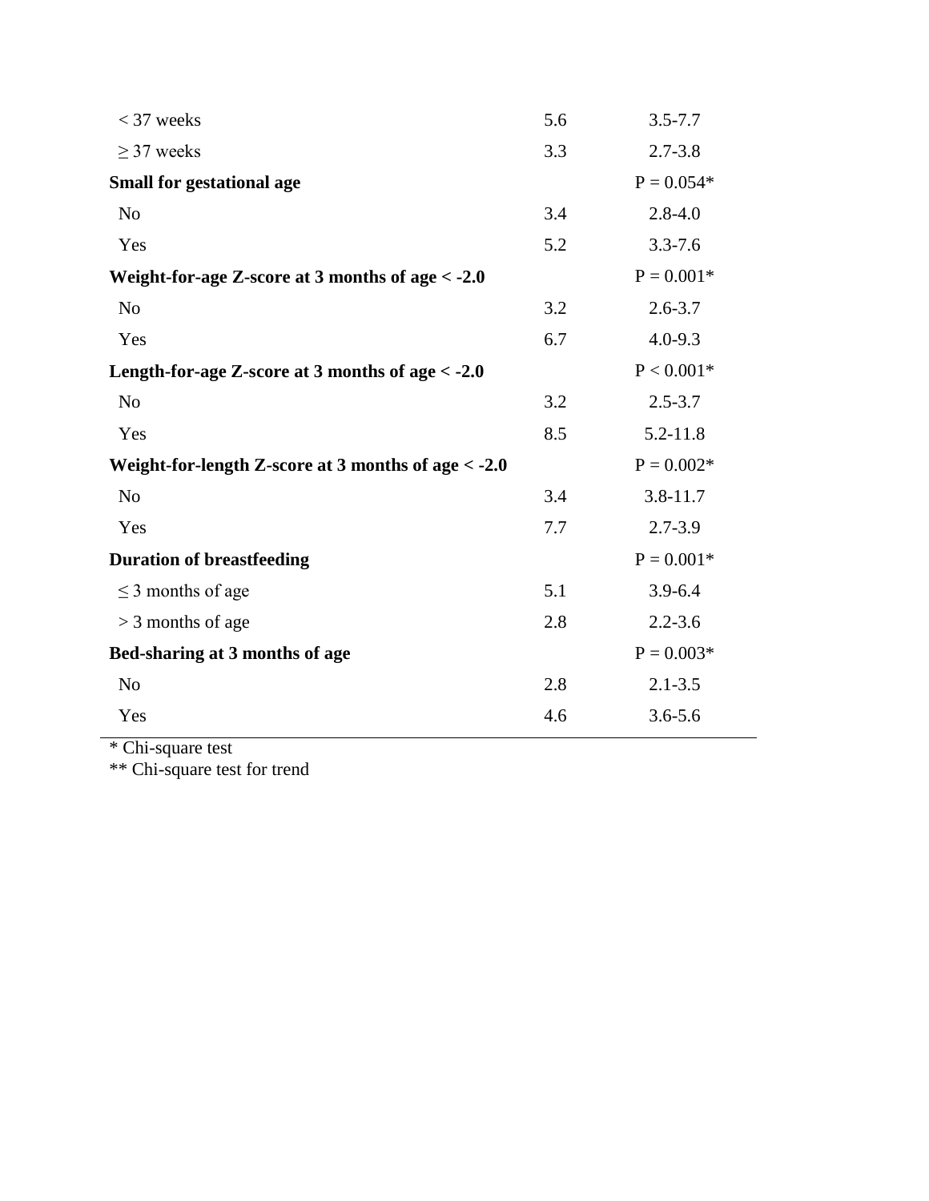| | | |
|---|---|---|
| < 37 weeks | 5.6 | 3.5-7.7 |
| ≥ 37 weeks | 3.3 | 2.7-3.8 |
| **Small for gestational age** | | P = 0.054* |
| No | 3.4 | 2.8-4.0 |
| Yes | 5.2 | 3.3-7.6 |
| **Weight-for-age Z-score at 3 months of age < -2.0** | | P = 0.001* |
| No | 3.2 | 2.6-3.7 |
| Yes | 6.7 | 4.0-9.3 |
| **Length-for-age Z-score at 3 months of age < -2.0** | | P < 0.001* |
| No | 3.2 | 2.5-3.7 |
| Yes | 8.5 | 5.2-11.8 |
| **Weight-for-length Z-score at 3 months of age < -2.0** | | P = 0.002* |
| No | 3.4 | 3.8-11.7 |
| Yes | 7.7 | 2.7-3.9 |
| **Duration of breastfeeding** | | P = 0.001* |
| ≤ 3 months of age | 5.1 | 3.9-6.4 |
| > 3 months of age | 2.8 | 2.2-3.6 |
| **Bed-sharing at 3 months of age** | | P = 0.003* |
| No | 2.8 | 2.1-3.5 |
| Yes | 4.6 | 3.6-5.6 |

* Chi-square test

** Chi-square test for trend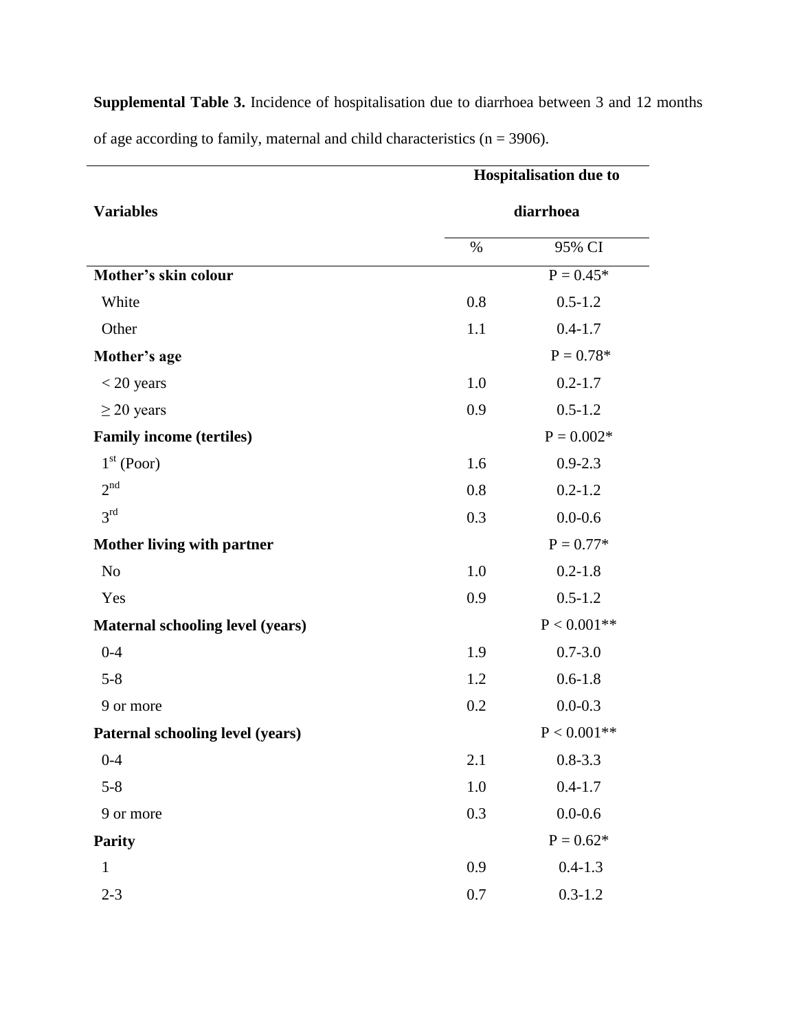**Supplemental Table 3.** Incidence of hospitalisation due to diarrhoea between 3 and 12 months of age according to family, maternal and child characteristics (n = 3906).

| Variables | Hospitalisation due to diarrhoea | |
|---|---|---|
| | % | 95% CI |
| **Mother's skin colour** | | P = 0.45* |
| White | 0.8 | 0.5-1.2 |
| Other | 1.1 | 0.4-1.7 |
| **Mother's age** | | P = 0.78* |
| < 20 years | 1.0 | 0.2-1.7 |
| ≥ 20 years | 0.9 | 0.5-1.2 |
| **Family income (tertiles)** | | P = 0.002* |
| 1st (Poor) | 1.6 | 0.9-2.3 |
| 2nd | 0.8 | 0.2-1.2 |
| 3rd | 0.3 | 0.0-0.6 |
| **Mother living with partner** | | P = 0.77* |
| No | 1.0 | 0.2-1.8 |
| Yes | 0.9 | 0.5-1.2 |
| **Maternal schooling level (years)** | | P < 0.001** |
| 0-4 | 1.9 | 0.7-3.0 |
| 5-8 | 1.2 | 0.6-1.8 |
| 9 or more | 0.2 | 0.0-0.3 |
| **Paternal schooling level (years)** | | P < 0.001** |
| 0-4 | 2.1 | 0.8-3.3 |
| 5-8 | 1.0 | 0.4-1.7 |
| 9 or more | 0.3 | 0.0-0.6 |
| **Parity** | | P = 0.62* |
| 1 | 0.9 | 0.4-1.3 |
| 2-3 | 0.7 | 0.3-1.2 |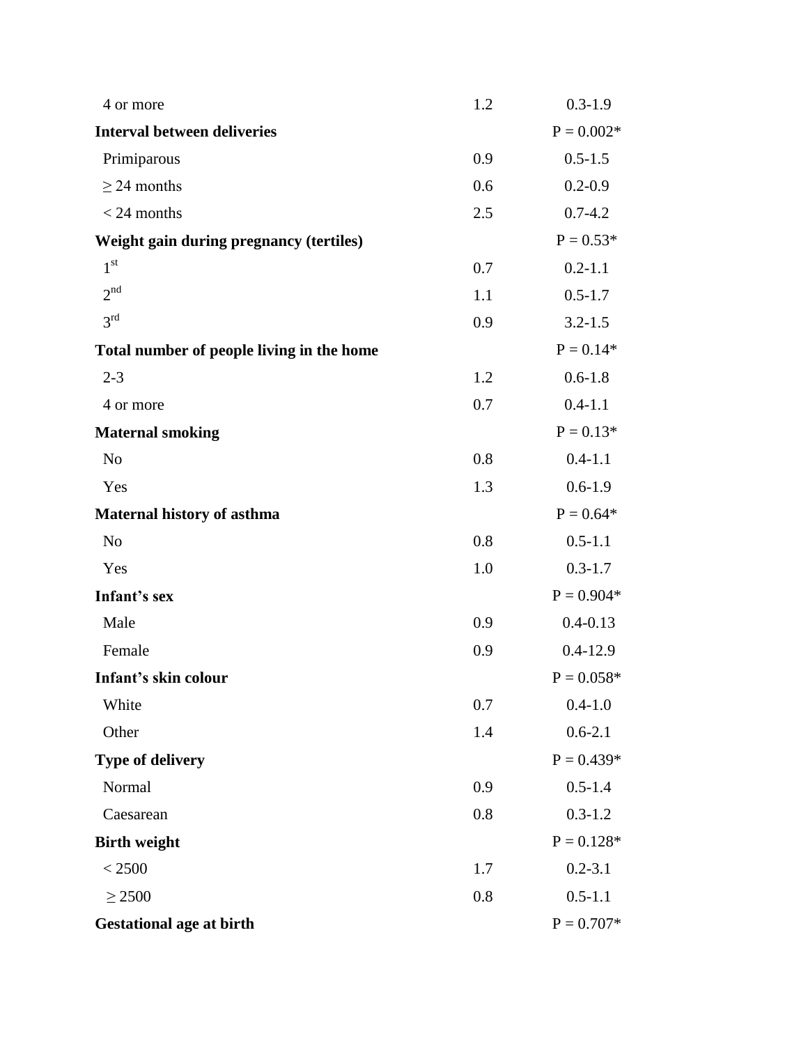| | | |
|---|---|---|
| 4 or more | 1.2 | 0.3-1.9 |
| **Interval between deliveries** | | P = 0.002* |
| Primiparous | 0.9 | 0.5-1.5 |
| ≥ 24 months | 0.6 | 0.2-0.9 |
| < 24 months | 2.5 | 0.7-4.2 |
| **Weight gain during pregnancy (tertiles)** | | P = 0.53* |
| 1st | 0.7 | 0.2-1.1 |
| 2nd | 1.1 | 0.5-1.7 |
| 3rd | 0.9 | 3.2-1.5 |
| **Total number of people living in the home** | | P = 0.14* |
| 2-3 | 1.2 | 0.6-1.8 |
| 4 or more | 0.7 | 0.4-1.1 |
| **Maternal smoking** | | P = 0.13* |
| No | 0.8 | 0.4-1.1 |
| Yes | 1.3 | 0.6-1.9 |
| **Maternal history of asthma** | | P = 0.64* |
| No | 0.8 | 0.5-1.1 |
| Yes | 1.0 | 0.3-1.7 |
| **Infant's sex** | | P = 0.904* |
| Male | 0.9 | 0.4-0.13 |
| Female | 0.9 | 0.4-12.9 |
| **Infant's skin colour** | | P = 0.058* |
| White | 0.7 | 0.4-1.0 |
| Other | 1.4 | 0.6-2.1 |
| **Type of delivery** | | P = 0.439* |
| Normal | 0.9 | 0.5-1.4 |
| Caesarean | 0.8 | 0.3-1.2 |
| **Birth weight** | | P = 0.128* |
| < 2500 | 1.7 | 0.2-3.1 |
| ≥ 2500 | 0.8 | 0.5-1.1 |
| **Gestational age at birth** | | P = 0.707* |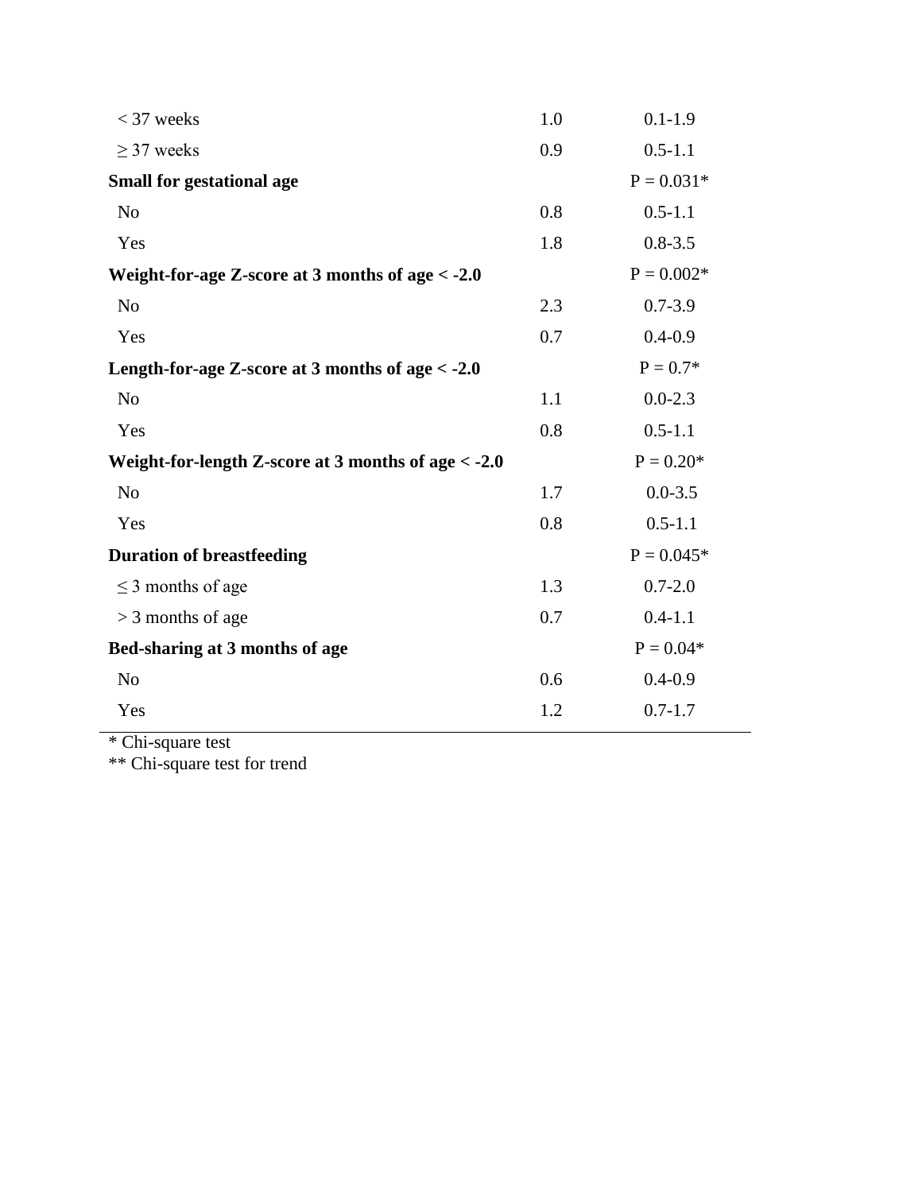| | | |
|---|---|---|
| < 37 weeks | 1.0 | 0.1-1.9 |
| ≥ 37 weeks | 0.9 | 0.5-1.1 |
| **Small for gestational age** | | P = 0.031* |
| No | 0.8 | 0.5-1.1 |
| Yes | 1.8 | 0.8-3.5 |
| **Weight-for-age Z-score at 3 months of age < -2.0** | | P = 0.002* |
| No | 2.3 | 0.7-3.9 |
| Yes | 0.7 | 0.4-0.9 |
| **Length-for-age Z-score at 3 months of age < -2.0** | | P = 0.7* |
| No | 1.1 | 0.0-2.3 |
| Yes | 0.8 | 0.5-1.1 |
| **Weight-for-length Z-score at 3 months of age < -2.0** | | P = 0.20* |
| No | 1.7 | 0.0-3.5 |
| Yes | 0.8 | 0.5-1.1 |
| **Duration of breastfeeding** | | P = 0.045* |
| ≤ 3 months of age | 1.3 | 0.7-2.0 |
| > 3 months of age | 0.7 | 0.4-1.1 |
| **Bed-sharing at 3 months of age** | | P = 0.04* |
| No | 0.6 | 0.4-0.9 |
| Yes | 1.2 | 0.7-1.7 |

* Chi-square test

** Chi-square test for trend